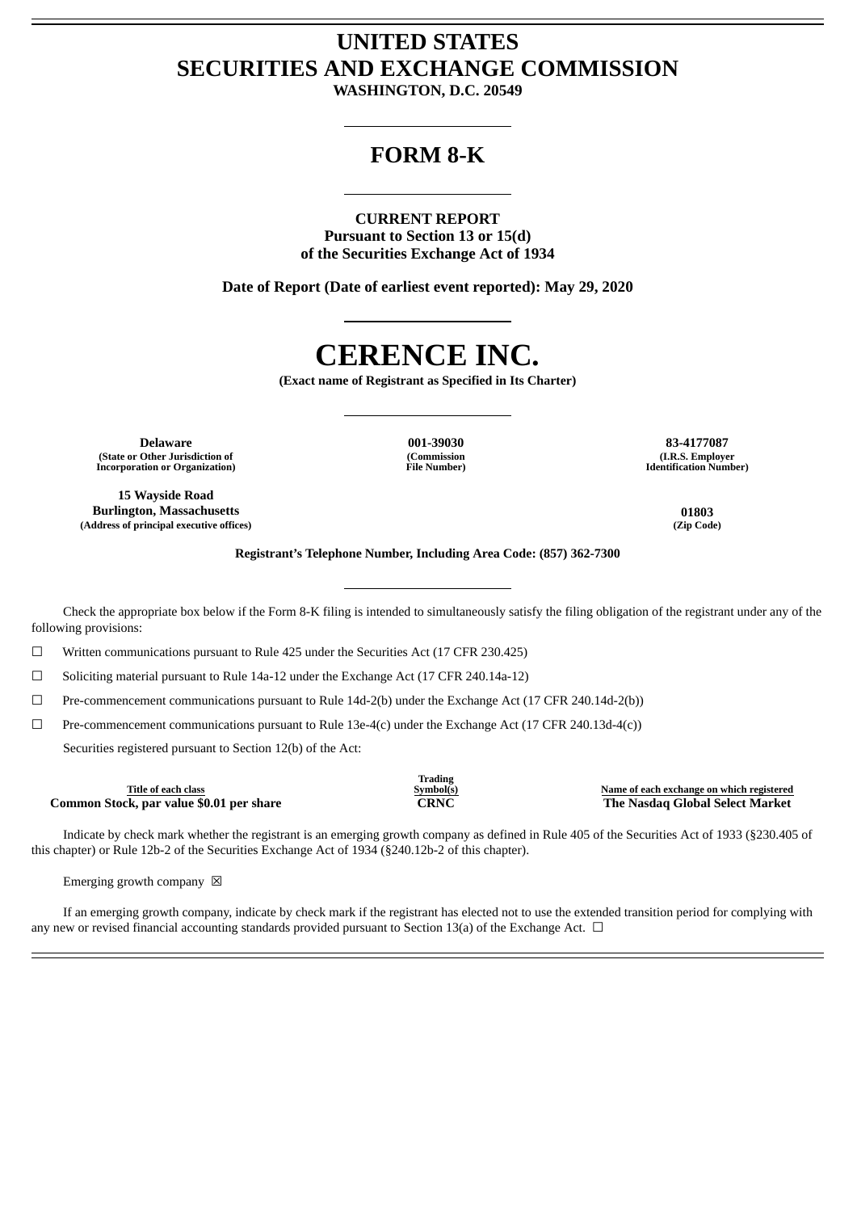# UNITED STATES
# SECURITIES AND EXCHANGE COMMISSION

**WASHINGTON, D.C. 20549**

---

# FORM 8-K

---

**CURRENT REPORT**
**Pursuant to Section 13 or 15(d)**
**of the Securities Exchange Act of 1934**

**Date of Report (Date of earliest event reported): May 29, 2020**

---

# CERENCE INC.

**(Exact name of Registrant as Specified in Its Charter)**

---

| Delaware | 001-39030 | 83-4177087 |
|---|---|---|
| (State or Other Jurisdiction of Incorporation or Organization) | (Commission File Number) | (I.R.S. Employer Identification Number) |

| 15 Wayside Road Burlington, Massachusetts | 01803 |
|---|---|
| (Address of principal executive offices) | (Zip Code) |

**Registrant's Telephone Number, Including Area Code: (857) 362-7300**

---

Check the appropriate box below if the Form 8-K filing is intended to simultaneously satisfy the filing obligation of the registrant under any of the following provisions:

☐ Written communications pursuant to Rule 425 under the Securities Act (17 CFR 230.425)

☐ Soliciting material pursuant to Rule 14a-12 under the Exchange Act (17 CFR 240.14a-12)

☐ Pre-commencement communications pursuant to Rule 14d-2(b) under the Exchange Act (17 CFR 240.14d-2(b))

☐ Pre-commencement communications pursuant to Rule 13e-4(c) under the Exchange Act (17 CFR 240.13d-4(c))

Securities registered pursuant to Section 12(b) of the Act:

| Title of each class | Trading Symbol(s) | Name of each exchange on which registered |
|---|---|---|
| **Common Stock, par value $0.01 per share** | **CRNC** | **The Nasdaq Global Select Market** |

Indicate by check mark whether the registrant is an emerging growth company as defined in Rule 405 of the Securities Act of 1933 (§230.405 of this chapter) or Rule 12b-2 of the Securities Exchange Act of 1934 (§240.12b-2 of this chapter).

Emerging growth company ☒

If an emerging growth company, indicate by check mark if the registrant has elected not to use the extended transition period for complying with any new or revised financial accounting standards provided pursuant to Section 13(a) of the Exchange Act. ☐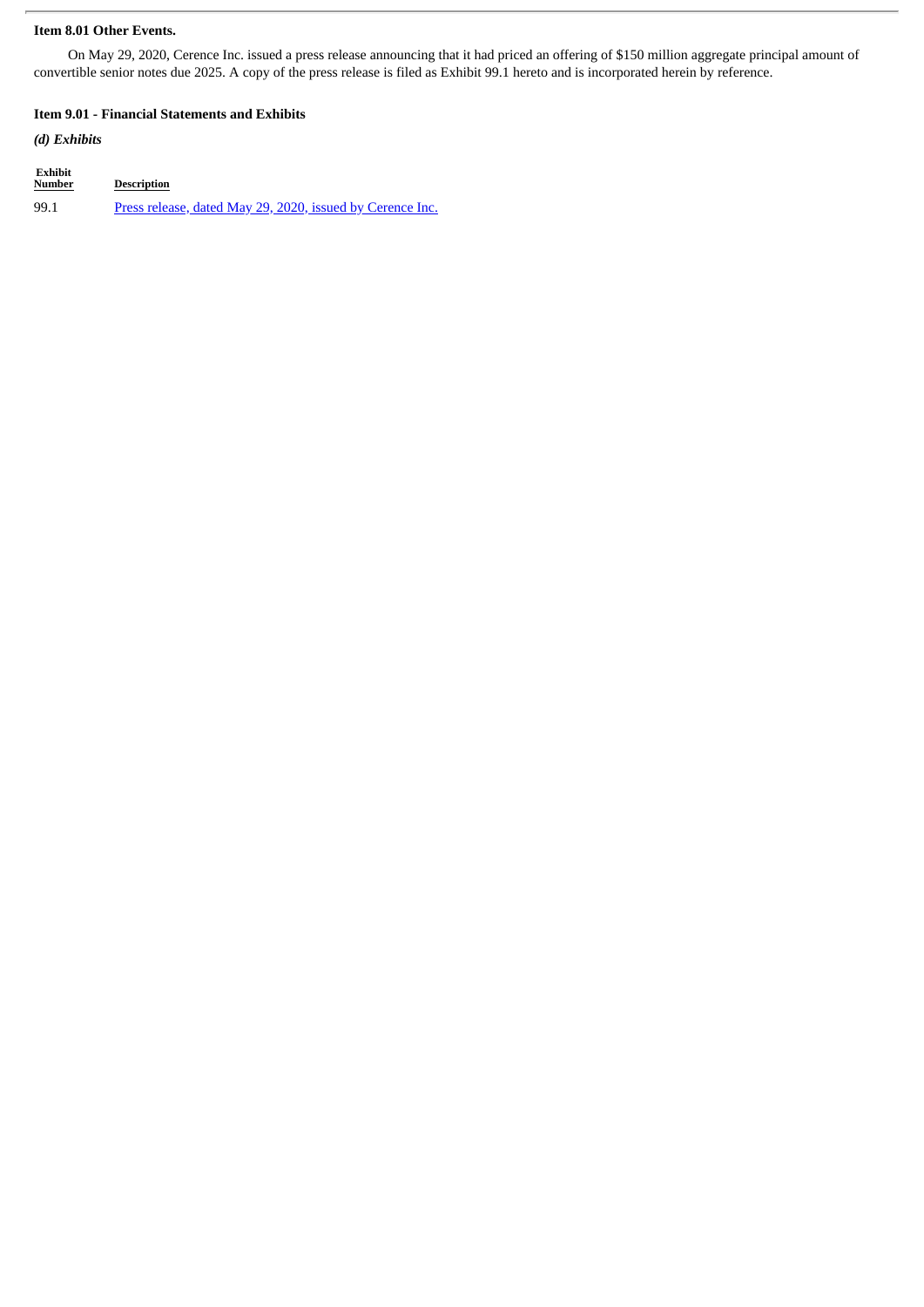**Item 8.01 Other Events.**

On May 29, 2020, Cerence Inc. issued a press release announcing that it had priced an offering of $150 million aggregate principal amount of convertible senior notes due 2025. A copy of the press release is filed as Exhibit 99.1 hereto and is incorporated herein by reference.

**Item 9.01 - Financial Statements and Exhibits**

***(d) Exhibits***

| Exhibit Number | Description |
|---|---|
| 99.1 | Press release, dated May 29, 2020, issued by Cerence Inc. |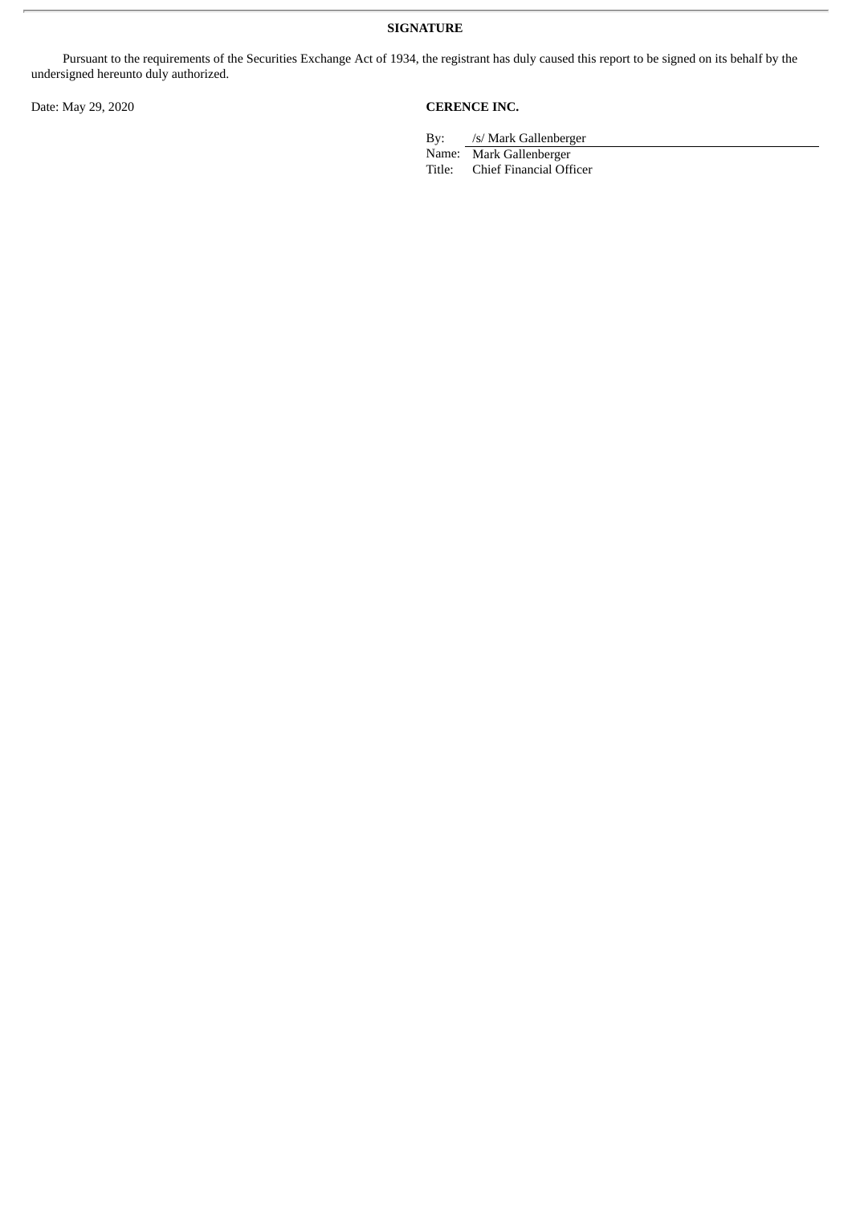**SIGNATURE**

Pursuant to the requirements of the Securities Exchange Act of 1934, the registrant has duly caused this report to be signed on its behalf by the undersigned hereunto duly authorized.

Date: May 29, 2020

**CERENCE INC.**

By: /s/ Mark Gallenberger
Name: Mark Gallenberger
Title: Chief Financial Officer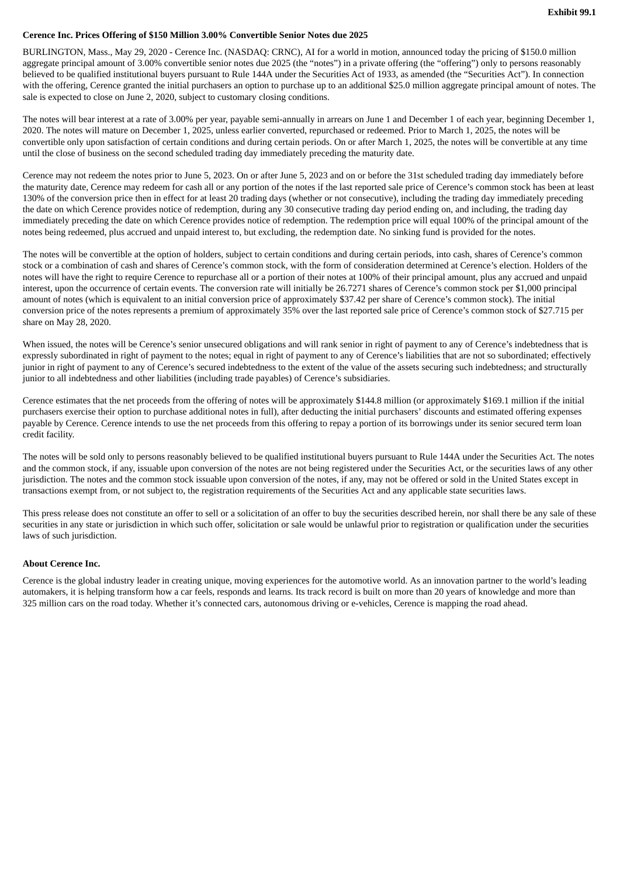**Exhibit 99.1**

**Cerence Inc. Prices Offering of $150 Million 3.00% Convertible Senior Notes due 2025**

BURLINGTON, Mass., May 29, 2020 - Cerence Inc. (NASDAQ: CRNC), AI for a world in motion, announced today the pricing of $150.0 million aggregate principal amount of 3.00% convertible senior notes due 2025 (the "notes") in a private offering (the "offering") only to persons reasonably believed to be qualified institutional buyers pursuant to Rule 144A under the Securities Act of 1933, as amended (the "Securities Act"). In connection with the offering, Cerence granted the initial purchasers an option to purchase up to an additional $25.0 million aggregate principal amount of notes. The sale is expected to close on June 2, 2020, subject to customary closing conditions.

The notes will bear interest at a rate of 3.00% per year, payable semi-annually in arrears on June 1 and December 1 of each year, beginning December 1, 2020. The notes will mature on December 1, 2025, unless earlier converted, repurchased or redeemed. Prior to March 1, 2025, the notes will be convertible only upon satisfaction of certain conditions and during certain periods. On or after March 1, 2025, the notes will be convertible at any time until the close of business on the second scheduled trading day immediately preceding the maturity date.

Cerence may not redeem the notes prior to June 5, 2023. On or after June 5, 2023 and on or before the 31st scheduled trading day immediately before the maturity date, Cerence may redeem for cash all or any portion of the notes if the last reported sale price of Cerence's common stock has been at least 130% of the conversion price then in effect for at least 20 trading days (whether or not consecutive), including the trading day immediately preceding the date on which Cerence provides notice of redemption, during any 30 consecutive trading day period ending on, and including, the trading day immediately preceding the date on which Cerence provides notice of redemption. The redemption price will equal 100% of the principal amount of the notes being redeemed, plus accrued and unpaid interest to, but excluding, the redemption date. No sinking fund is provided for the notes.

The notes will be convertible at the option of holders, subject to certain conditions and during certain periods, into cash, shares of Cerence's common stock or a combination of cash and shares of Cerence's common stock, with the form of consideration determined at Cerence's election. Holders of the notes will have the right to require Cerence to repurchase all or a portion of their notes at 100% of their principal amount, plus any accrued and unpaid interest, upon the occurrence of certain events. The conversion rate will initially be 26.7271 shares of Cerence's common stock per $1,000 principal amount of notes (which is equivalent to an initial conversion price of approximately $37.42 per share of Cerence's common stock). The initial conversion price of the notes represents a premium of approximately 35% over the last reported sale price of Cerence's common stock of $27.715 per share on May 28, 2020.

When issued, the notes will be Cerence's senior unsecured obligations and will rank senior in right of payment to any of Cerence's indebtedness that is expressly subordinated in right of payment to the notes; equal in right of payment to any of Cerence's liabilities that are not so subordinated; effectively junior in right of payment to any of Cerence's secured indebtedness to the extent of the value of the assets securing such indebtedness; and structurally junior to all indebtedness and other liabilities (including trade payables) of Cerence's subsidiaries.

Cerence estimates that the net proceeds from the offering of notes will be approximately $144.8 million (or approximately $169.1 million if the initial purchasers exercise their option to purchase additional notes in full), after deducting the initial purchasers' discounts and estimated offering expenses payable by Cerence. Cerence intends to use the net proceeds from this offering to repay a portion of its borrowings under its senior secured term loan credit facility.

The notes will be sold only to persons reasonably believed to be qualified institutional buyers pursuant to Rule 144A under the Securities Act. The notes and the common stock, if any, issuable upon conversion of the notes are not being registered under the Securities Act, or the securities laws of any other jurisdiction. The notes and the common stock issuable upon conversion of the notes, if any, may not be offered or sold in the United States except in transactions exempt from, or not subject to, the registration requirements of the Securities Act and any applicable state securities laws.

This press release does not constitute an offer to sell or a solicitation of an offer to buy the securities described herein, nor shall there be any sale of these securities in any state or jurisdiction in which such offer, solicitation or sale would be unlawful prior to registration or qualification under the securities laws of such jurisdiction.

**About Cerence Inc.**

Cerence is the global industry leader in creating unique, moving experiences for the automotive world. As an innovation partner to the world's leading automakers, it is helping transform how a car feels, responds and learns. Its track record is built on more than 20 years of knowledge and more than 325 million cars on the road today. Whether it's connected cars, autonomous driving or e-vehicles, Cerence is mapping the road ahead.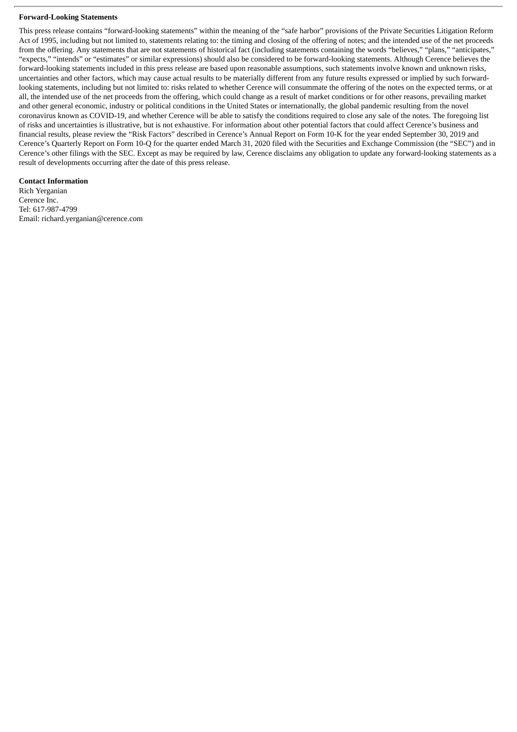**Forward-Looking Statements**

This press release contains "forward-looking statements" within the meaning of the "safe harbor" provisions of the Private Securities Litigation Reform Act of 1995, including but not limited to, statements relating to: the timing and closing of the offering of notes; and the intended use of the net proceeds from the offering. Any statements that are not statements of historical fact (including statements containing the words "believes," "plans," "anticipates," "expects," "intends" or "estimates" or similar expressions) should also be considered to be forward-looking statements. Although Cerence believes the forward-looking statements included in this press release are based upon reasonable assumptions, such statements involve known and unknown risks, uncertainties and other factors, which may cause actual results to be materially different from any future results expressed or implied by such forward-looking statements, including but not limited to: risks related to whether Cerence will consummate the offering of the notes on the expected terms, or at all, the intended use of the net proceeds from the offering, which could change as a result of market conditions or for other reasons, prevailing market and other general economic, industry or political conditions in the United States or internationally, the global pandemic resulting from the novel coronavirus known as COVID-19, and whether Cerence will be able to satisfy the conditions required to close any sale of the notes. The foregoing list of risks and uncertainties is illustrative, but is not exhaustive. For information about other potential factors that could affect Cerence's business and financial results, please review the "Risk Factors" described in Cerence's Annual Report on Form 10-K for the year ended September 30, 2019 and Cerence's Quarterly Report on Form 10-Q for the quarter ended March 31, 2020 filed with the Securities and Exchange Commission (the "SEC") and in Cerence's other filings with the SEC. Except as may be required by law, Cerence disclaims any obligation to update any forward-looking statements as a result of developments occurring after the date of this press release.

**Contact Information**

Rich Yerganian
Cerence Inc.
Tel: 617-987-4799
Email: richard.yerganian@cerence.com